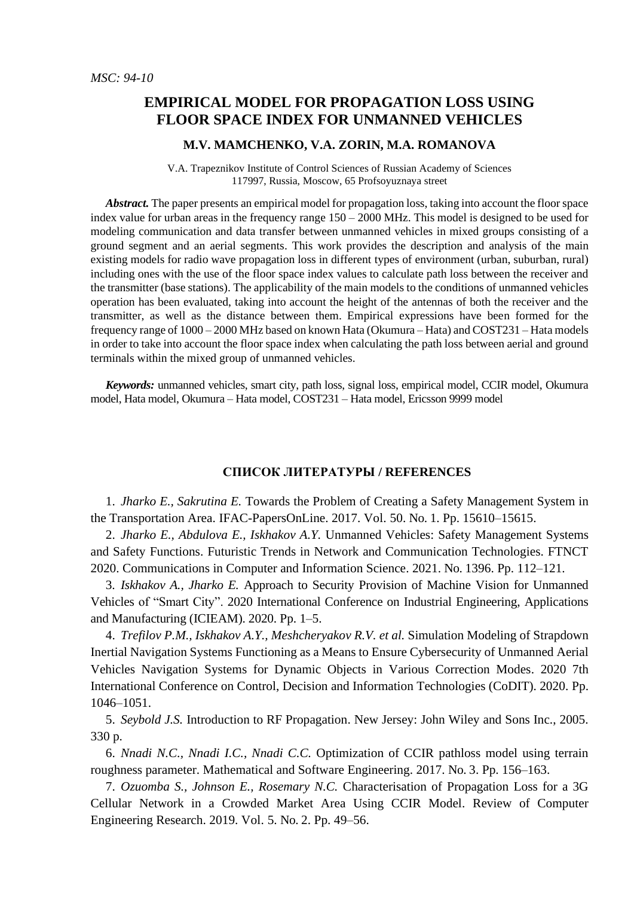*MSC: 94-10*

# EMPIRICAL MODEL FOR PROPAGATION LOSS USING FLOOR SPACE INDEX FOR UNMANNED VEHICLES

### M.V. MAMCHENKO, V.A. ZORIN, M.A. ROMANOVA

V.A. Trapeznikov Institute of Control Sciences of Russian Academy of Sciences
117997, Russia, Moscow, 65 Profsoyuznaya street

***Abstract.*** The paper presents an empirical model for propagation loss, taking into account the floor space index value for urban areas in the frequency range 150 – 2000 MHz. This model is designed to be used for modeling communication and data transfer between unmanned vehicles in mixed groups consisting of a ground segment and an aerial segments. This work provides the description and analysis of the main existing models for radio wave propagation loss in different types of environment (urban, suburban, rural) including ones with the use of the floor space index values to calculate path loss between the receiver and the transmitter (base stations). The applicability of the main models to the conditions of unmanned vehicles operation has been evaluated, taking into account the height of the antennas of both the receiver and the transmitter, as well as the distance between them. Empirical expressions have been formed for the frequency range of 1000 – 2000 MHz based on known Hata (Okumura – Hata) and COST231 – Hata models in order to take into account the floor space index when calculating the path loss between aerial and ground terminals within the mixed group of unmanned vehicles.

***Keywords:*** unmanned vehicles, smart city, path loss, signal loss, empirical model, CCIR model, Okumura model, Hata model, Okumura – Hata model, COST231 – Hata model, Ericsson 9999 model

## СПИСОК ЛИТЕРАТУРЫ / REFERENCES

1. *Jharko E., Sakrutina E.* Towards the Problem of Creating a Safety Management System in the Transportation Area. IFAC-PapersOnLine. 2017. Vol. 50. No. 1. Pp. 15610–15615.
2. *Jharko E., Abdulova E., Iskhakov A.Y.* Unmanned Vehicles: Safety Management Systems and Safety Functions. Futuristic Trends in Network and Communication Technologies. FTNCT 2020. Communications in Computer and Information Science. 2021. No. 1396. Pp. 112–121.
3. *Iskhakov A., Jharko E.* Approach to Security Provision of Machine Vision for Unmanned Vehicles of "Smart City". 2020 International Conference on Industrial Engineering, Applications and Manufacturing (ICIEAM). 2020. Pp. 1–5.
4. *Trefilov P.M., Iskhakov A.Y., Meshcheryakov R.V. et al.* Simulation Modeling of Strapdown Inertial Navigation Systems Functioning as a Means to Ensure Cybersecurity of Unmanned Aerial Vehicles Navigation Systems for Dynamic Objects in Various Correction Modes. 2020 7th International Conference on Control, Decision and Information Technologies (CoDIT). 2020. Pp. 1046–1051.
5. *Seybold J.S.* Introduction to RF Propagation. New Jersey: John Wiley and Sons Inc., 2005. 330 p.
6. *Nnadi N.C., Nnadi I.C., Nnadi C.C.* Optimization of CCIR pathloss model using terrain roughness parameter. Mathematical and Software Engineering. 2017. No. 3. Pp. 156–163.
7. *Ozuomba S., Johnson E., Rosemary N.C.* Characterisation of Propagation Loss for a 3G Cellular Network in a Crowded Market Area Using CCIR Model. Review of Computer Engineering Research. 2019. Vol. 5. No. 2. Pp. 49–56.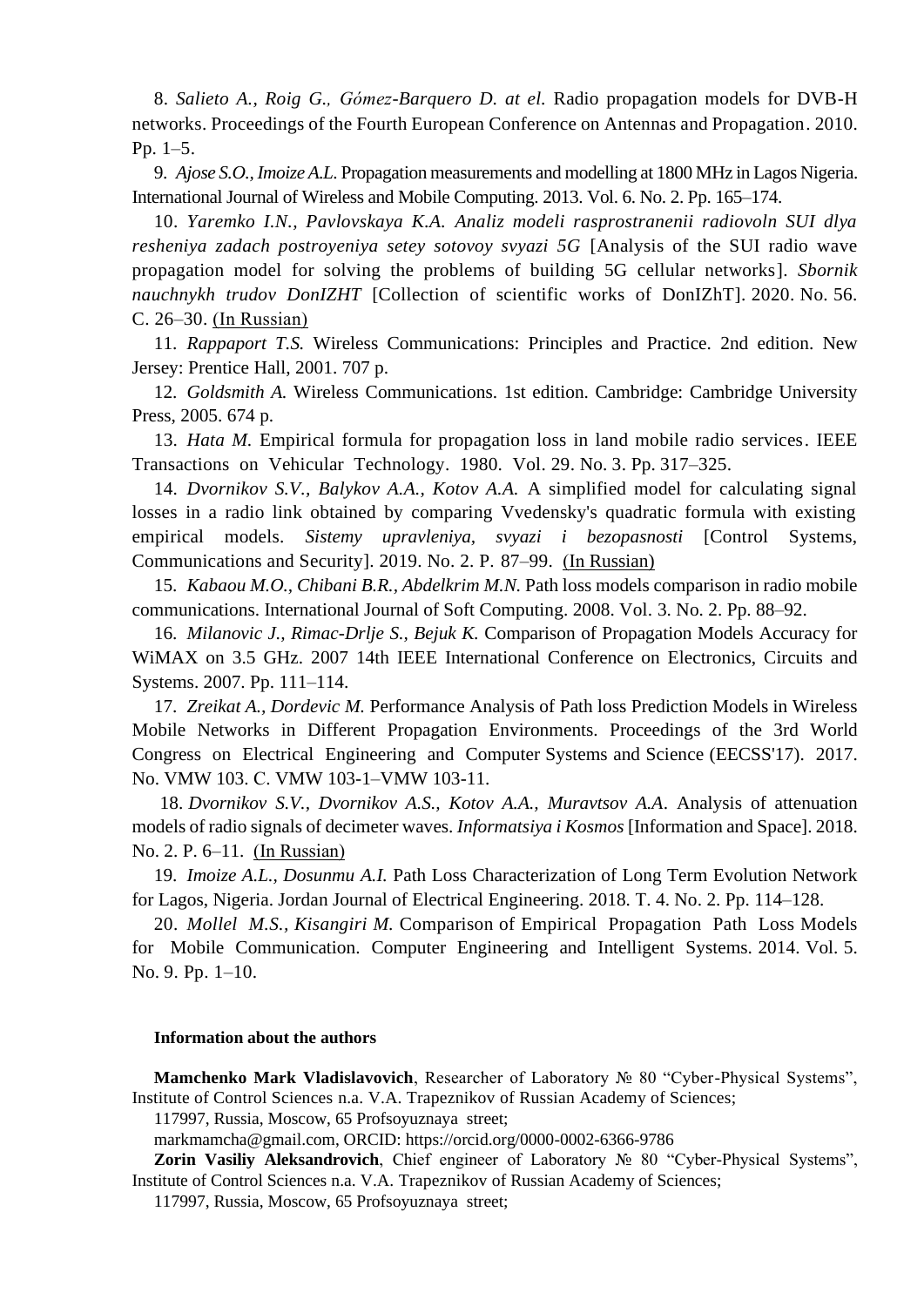8. *Salieto A., Roig G., Gómez-Barquero D. at el.* Radio propagation models for DVB-H networks. Proceedings of the Fourth European Conference on Antennas and Propagation. 2010. Pp. 1–5.

9. *Ajose S.O., Imoize A.L.* Propagation measurements and modelling at 1800 MHz in Lagos Nigeria. International Journal of Wireless and Mobile Computing. 2013. Vol. 6. No. 2. Pp. 165–174.

10. *Yaremko I.N., Pavlovskaya K.A. Analiz modeli rasprostranenii radiovoln SUI dlya resheniya zadach postroyeniya setey sotovoy svyazi 5G* [Analysis of the SUI radio wave propagation model for solving the problems of building 5G cellular networks]. *Sbornik nauchnykh trudov DonIZHT* [Collection of scientific works of DonIZhT]. 2020. No. 56. C. 26–30. (In Russian)

11. *Rappaport T.S.* Wireless Communications: Principles and Practice. 2nd edition. New Jersey: Prentice Hall, 2001. 707 p.

12. *Goldsmith A.* Wireless Communications. 1st edition. Cambridge: Cambridge University Press, 2005. 674 p.

13. *Hata M.* Empirical formula for propagation loss in land mobile radio services. IEEE Transactions on Vehicular Technology. 1980. Vol. 29. No. 3. Pp. 317–325.

14. *Dvornikov S.V., Balykov A.A., Kotov A.A.* A simplified model for calculating signal losses in a radio link obtained by comparing Vvedensky's quadratic formula with existing empirical models. *Sistemy upravleniya, svyazi i bezopasnosti* [Control Systems, Communications and Security]. 2019. No. 2. P. 87–99. (In Russian)

15. *Kabaou M.O., Chibani B.R., Abdelkrim M.N.* Path loss models comparison in radio mobile communications. International Journal of Soft Computing. 2008. Vol. 3. No. 2. Pp. 88–92.

16. *Milanovic J., Rimac-Drlje S., Bejuk K.* Comparison of Propagation Models Accuracy for WiMAX on 3.5 GHz. 2007 14th IEEE International Conference on Electronics, Circuits and Systems. 2007. Pp. 111–114.

17. *Zreikat A., Dordevic M.* Performance Analysis of Path loss Prediction Models in Wireless Mobile Networks in Different Propagation Environments. Proceedings of the 3rd World Congress on Electrical Engineering and Computer Systems and Science (EECSS'17). 2017. No. VMW 103. C. VMW 103-1–VMW 103-11.

18. *Dvornikov S.V., Dvornikov A.S., Kotov A.A., Muravtsov A.A*. Analysis of attenuation models of radio signals of decimeter waves. *Informatsiya i Kosmos* [Information and Space]. 2018. No. 2. P. 6–11. (In Russian)

19. *Imoize A.L., Dosunmu A.I.* Path Loss Characterization of Long Term Evolution Network for Lagos, Nigeria. Jordan Journal of Electrical Engineering. 2018. T. 4. No. 2. Pp. 114–128.

20. *Mollel M.S., Kisangiri M.* Comparison of Empirical Propagation Path Loss Models for Mobile Communication. Computer Engineering and Intelligent Systems. 2014. Vol. 5. No. 9. Pp. 1–10.

### Information about the authors

**Mamchenko Mark Vladislavovich**, Researcher of Laboratory № 80 "Cyber-Physical Systems", Institute of Control Sciences n.a. V.A. Trapeznikov of Russian Academy of Sciences;

117997, Russia, Moscow, 65 Profsoyuznaya street;

markmamcha@gmail.com, ORCID: https://orcid.org/0000-0002-6366-9786

**Zorin Vasiliy Aleksandrovich**, Chief engineer of Laboratory № 80 "Cyber-Physical Systems", Institute of Control Sciences n.a. V.A. Trapeznikov of Russian Academy of Sciences;

117997, Russia, Moscow, 65 Profsoyuznaya street;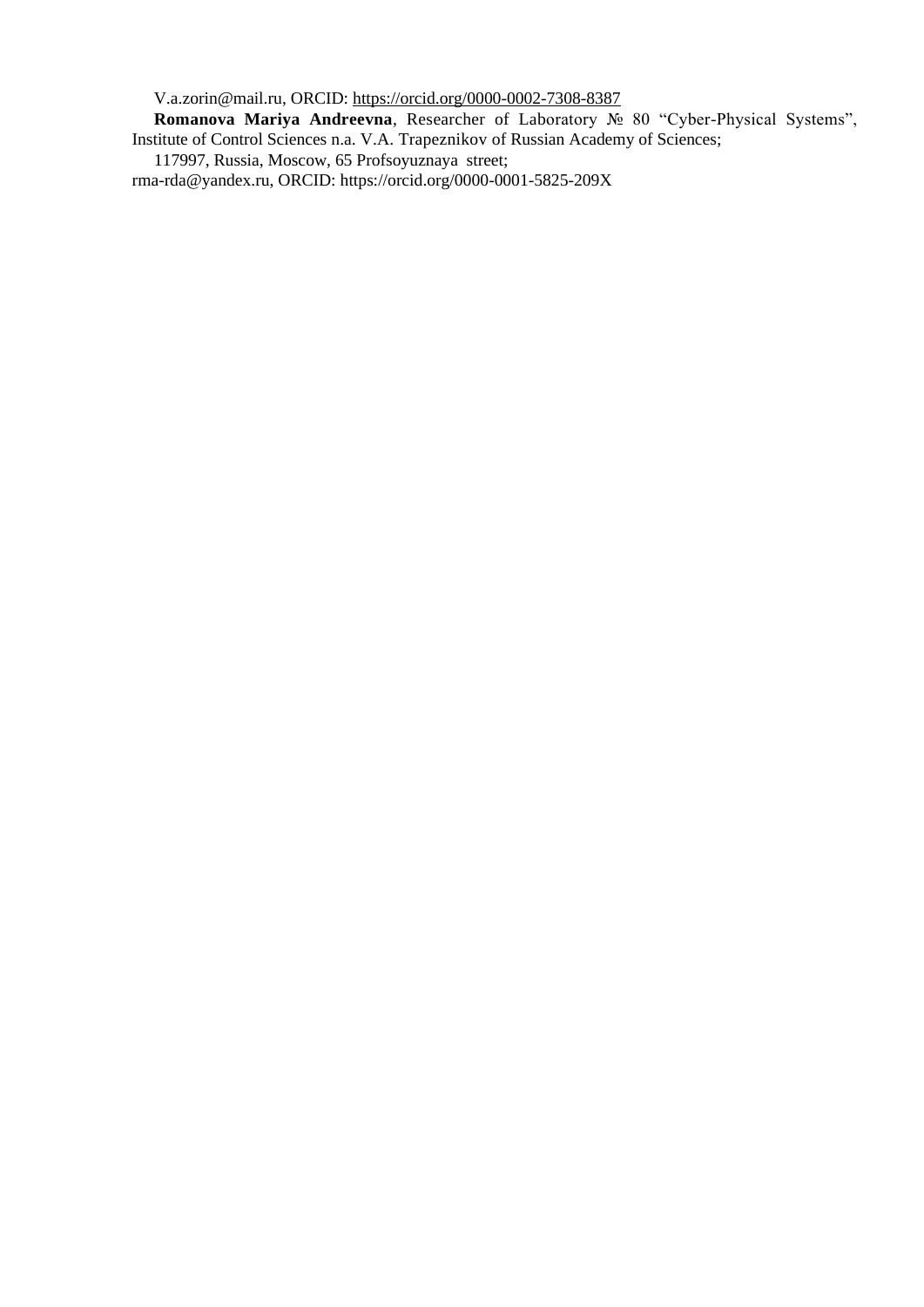V.a.zorin@mail.ru, ORCID: https://orcid.org/0000-0002-7308-8387

**Romanova Mariya Andreevna**, Researcher of Laboratory № 80 “Cyber-Physical Systems”, Institute of Control Sciences n.a. V.A. Trapeznikov of Russian Academy of Sciences;

117997, Russia, Moscow, 65 Profsoyuznaya street;

rma-rda@yandex.ru, ORCID: https://orcid.org/0000-0001-5825-209X